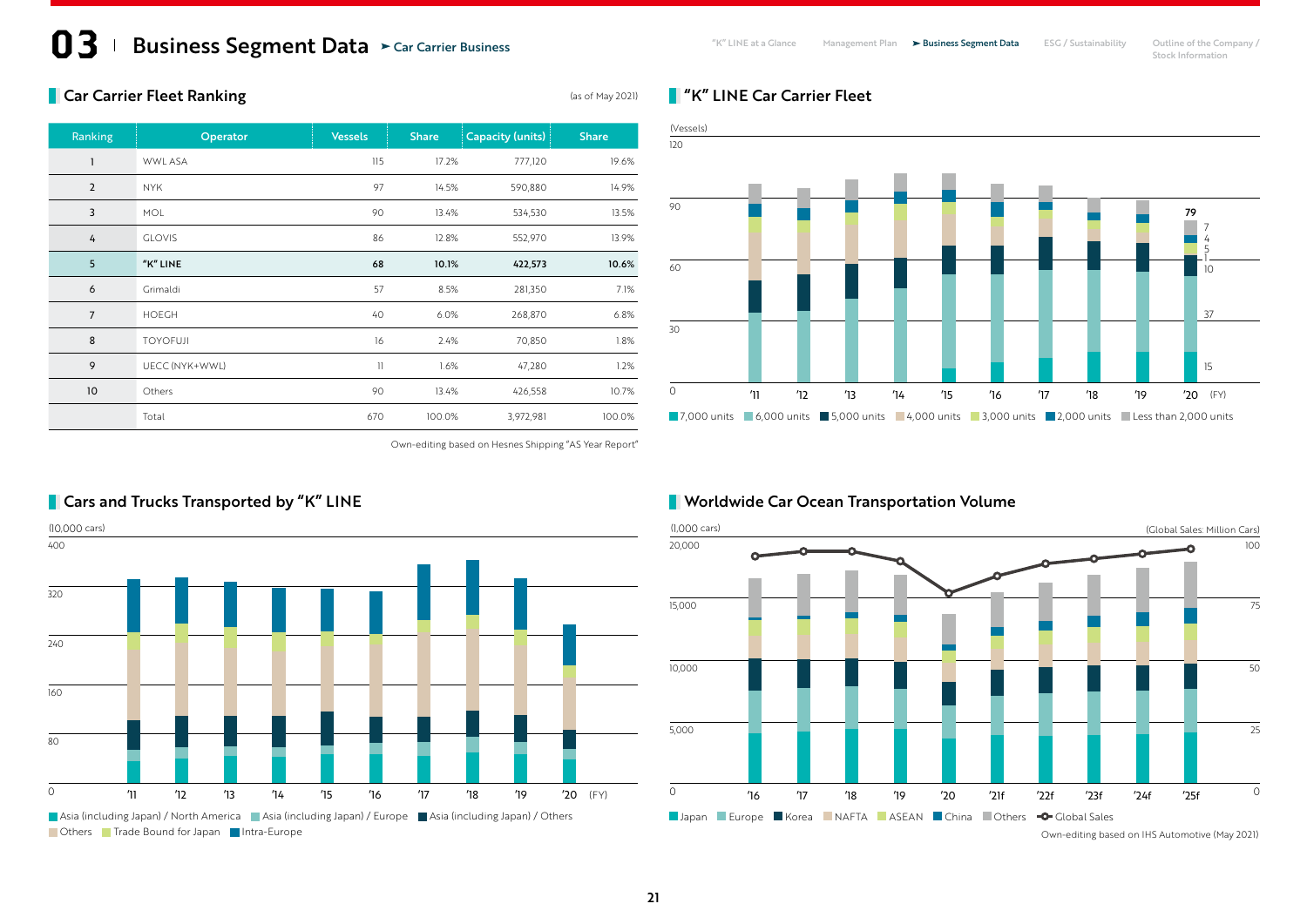# 03 Business Segment Data ➤ Car Carrier Business

## Car Carrier Fleet Ranking

(as of May 2021)

| Ranking | Operator | Vessels | Share | Capacity (units) | Share |
|---|---|---|---|---|---|
| 1 | WWL ASA | 115 | 17.2% | 777,120 | 19.6% |
| 2 | NYK | 97 | 14.5% | 590,880 | 14.9% |
| 3 | MOL | 90 | 13.4% | 534,530 | 13.5% |
| 4 | GLOVIS | 86 | 12.8% | 552,970 | 13.9% |
| **5** | **"K" LINE** | **68** | **10.1%** | **422,573** | **10.6%** |
| 6 | Grimaldi | 57 | 8.5% | 281,350 | 7.1% |
| 7 | HOEGH | 40 | 6.0% | 268,870 | 6.8% |
| 8 | TOYOFUJI | 16 | 2.4% | 70,850 | 1.8% |
| 9 | UECC (NYK+WWL) | 11 | 1.6% | 47,280 | 1.2% |
| 10 | Others | 90 | 13.4% | 426,558 | 10.7% |
| | Total | 670 | 100.0% | 3,972,981 | 100.0% |

Own-editing based on Hesnes Shipping "AS Year Report"

## "K" LINE Car Carrier Fleet

(Vessels)

FY '20: 79 — 7,000 units: 15; 6,000 units: 37; 5,000 units: 10; 4,000 units: 1; 3,000 units: 5; 2,000 units: 4; Less than 2,000 units: 7

■7,000 units ■6,000 units ■5,000 units ■4,000 units ■3,000 units ■2,000 units ■Less than 2,000 units

## Cars and Trucks Transported by "K" LINE

(10,000 cars)

■Asia (including Japan) / North America ■Asia (including Japan) / Europe ■Asia (including Japan) / Others ■Others ■Trade Bound for Japan ■Intra-Europe

## Worldwide Car Ocean Transportation Volume

(1,000 cars) (Global Sales: Million Cars)

■Japan ■Europe ■Korea ■NAFTA ■ASEAN ■China ■Others —○— Global Sales

Own-editing based on IHS Automotive (May 2021)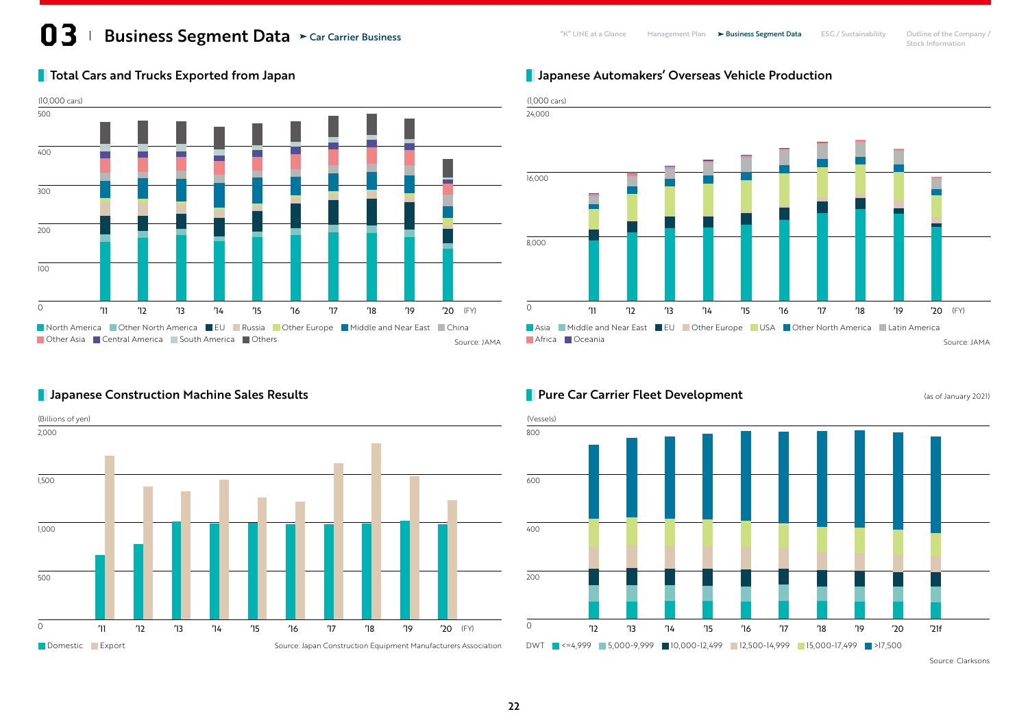# 03 Business Segment Data ➤ Car Carrier Business

## Total Cars and Trucks Exported from Japan

(10,000 cars)

500
400
300
200
100
0

'11 '12 '13 '14 '15 '16 '17 '18 '19 '20 (FY)

North America, Other North America, EU, Russia, Other Europe, Middle and Near East, China, Other Asia, Central America, South America, Others

Source: JAMA

## Japanese Automakers' Overseas Vehicle Production

(1,000 cars)

24,000
16,000
8,000
0

'11 '12 '13 '14 '15 '16 '17 '18 '19 '20 (FY)

Asia, Middle and Near East, EU, Other Europe, USA, Other North America, Latin America, Africa, Oceania

Source: JAMA

## Japanese Construction Machine Sales Results

(Billions of yen)

2,000
1,500
1,000
500
0

'11 '12 '13 '14 '15 '16 '17 '18 '19 '20 (FY)

Domestic, Export

Source: Japan Construction Equipment Manufacturers Association

## Pure Car Carrier Fleet Development

(as of January 2021)

(Vessels)

800
600
400
200
0

'12 '13 '14 '15 '16 '17 '18 '19 '20 '21f

DWT <=4,999, 5,000-9,999, 10,000-12,499, 12,500-14,999, 15,000-17,499, >17,500

Source: Clarksons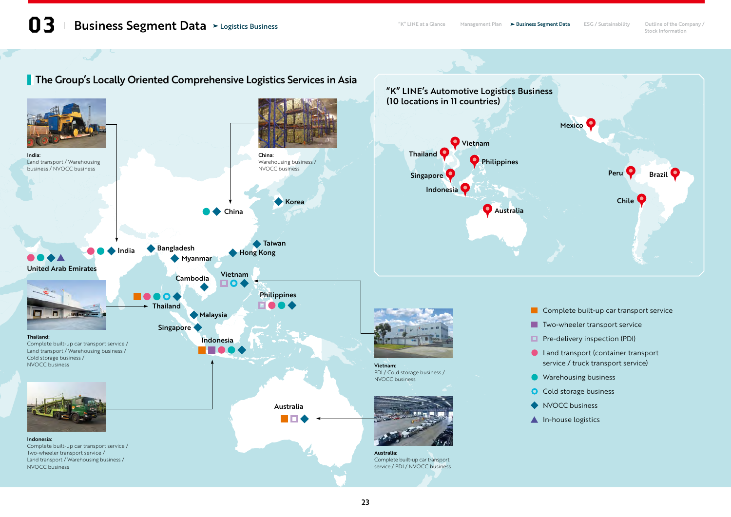# 03 Business Segment Data ➤ Logistics Business

## The Group's Locally Oriented Comprehensive Logistics Services in Asia

**India:**
Land transport / Warehousing business / NVOCC business

**China:**
Warehousing business / NVOCC business

Korea

China

Taiwan

India

Bangladesh

Hong Kong

Myanmar

United Arab Emirates

Vietnam

Cambodia

Philippines

Thailand

Malaysia

Singapore

Indonesia

Australia

**Thailand:**
Complete built-up car transport service / Land transport / Warehousing business / Cold storage business / NVOCC business

**Indonesia:**
Complete built-up car transport service / Two-wheeler transport service / Land transport / Warehousing business / NVOCC business

**Vietnam:**
PDI / Cold storage business / NVOCC business

**Australia:**
Complete built-up car transport service / PDI / NVOCC business

### "K" LINE's Automotive Logistics Business (10 locations in 11 countries)

Mexico, Vietnam, Thailand, Philippines, Singapore, Indonesia, Australia, Peru, Brazil, Chile

- Complete built-up car transport service
- Two-wheeler transport service
- Pre-delivery inspection (PDI)
- Land transport (container transport service / truck transport service)
- Warehousing business
- Cold storage business
- NVOCC business
- In-house logistics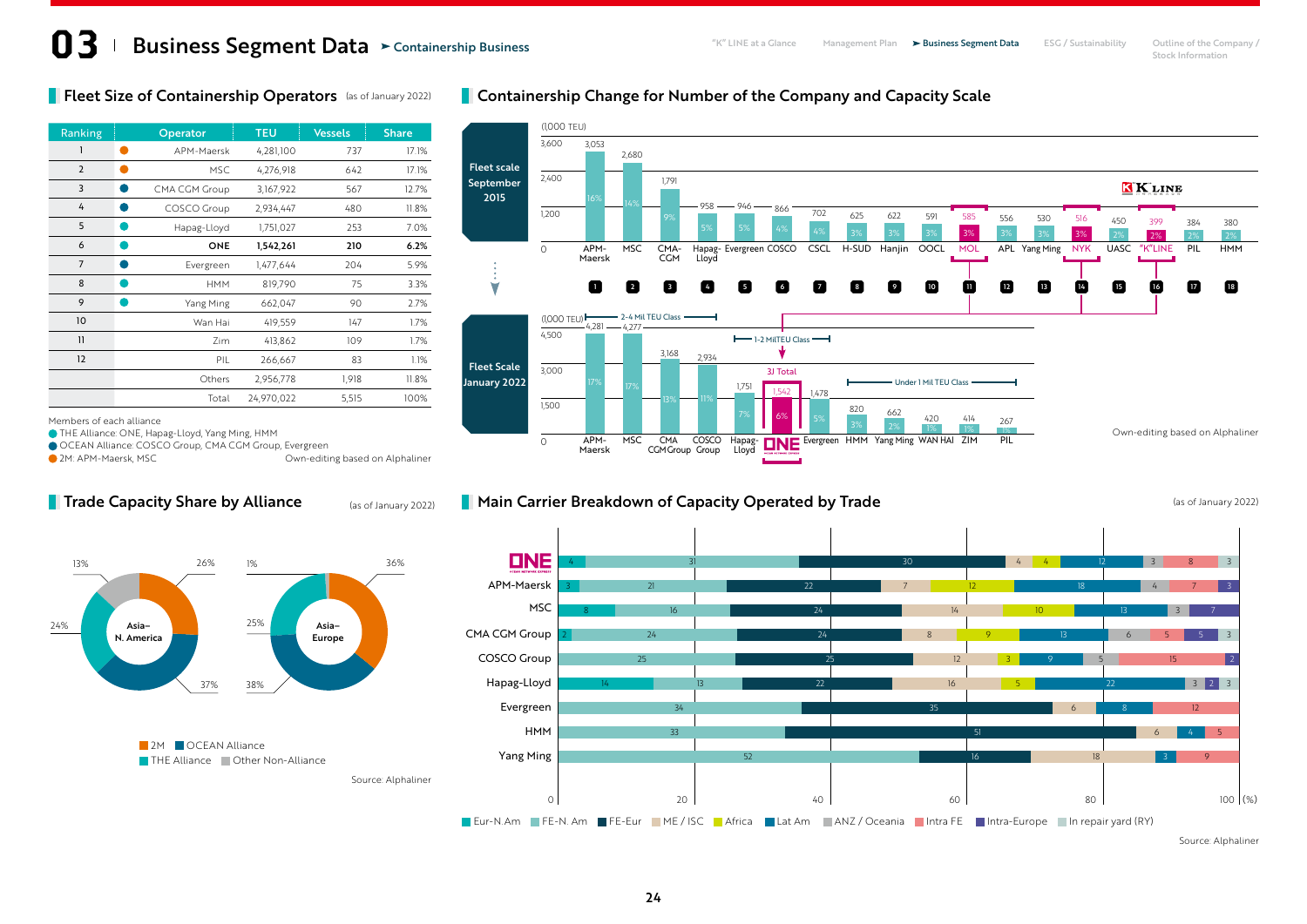# 03 Business Segment Data ➤ Containership Business

## Fleet Size of Containership Operators (as of January 2022)

| Ranking | Operator | TEU | Vessels | Share |
|---|---|---|---|---|
| 1 | APM-Maersk | 4,281,100 | 737 | 17.1% |
| 2 | MSC | 4,276,918 | 642 | 17.1% |
| 3 | CMA CGM Group | 3,167,922 | 567 | 12.7% |
| 4 | COSCO Group | 2,934,447 | 480 | 11.8% |
| 5 | Hapag-Lloyd | 1,751,027 | 253 | 7.0% |
| 6 | **ONE** | **1,542,261** | **210** | **6.2%** |
| 7 | Evergreen | 1,477,644 | 204 | 5.9% |
| 8 | HMM | 819,790 | 75 | 3.3% |
| 9 | Yang Ming | 662,047 | 90 | 2.7% |
| 10 | Wan Hai | 419,559 | 147 | 1.7% |
| 11 | Zim | 413,862 | 109 | 1.7% |
| 12 | PIL | 266,667 | 83 | 1.1% |
| | Others | 2,956,778 | 1,918 | 11.8% |
| | Total | 24,970,022 | 5,515 | 100% |

Members of each alliance
- THE Alliance: ONE, Hapag-Lloyd, Yang Ming, HMM
- OCEAN Alliance: COSCO Group, CMA CGM Group, Evergreen
- 2M: APM-Maersk, MSC

Own-editing based on Alphaliner

## Containership Change for Number of the Company and Capacity Scale

(1,000 TEU)

**Fleet scale September 2015**

| Rank | Operator | 1,000 TEU | Share |
|---|---|---|---|
| 1 | APM-Maersk | 3,053 | 16% |
| 2 | MSC | 2,680 | 14% |
| 3 | CMA-CGM | 1,791 | 9% |
| 4 | Hapag-Lloyd | 958 | 5% |
| 5 | Evergreen | 946 | 5% |
| 6 | COSCO | 866 | 4% |
| 7 | CSCL | 702 | 4% |
| 8 | H-SUD | 625 | 3% |
| 9 | Hanjin | 622 | 3% |
| 10 | OOCL | 591 | 3% |
| 11 | MOL | 585 | 3% |
| 12 | APL | 556 | 3% |
| 13 | Yang Ming | 530 | 3% |
| 14 | NYK | 516 | 3% |
| 15 | UASC | 450 | 2% |
| 16 | "K"LINE | 399 | 2% |
| 17 | PIL | 384 | 2% |
| 18 | HMM | 380 | 2% |

**Fleet Scale January 2022**

| Operator | 1,000 TEU | Share |
|---|---|---|
| APM-Maersk | 4,281 | 17% |
| MSC | 4,277 | 17% |
| CMA CGM Group | 3,168 | 13% |
| COSCO Group | 2,934 | 11% |
| Hapag-Lloyd | 1,751 | 7% |
| ONE (3J Total) | 1,542 | 6% |
| Evergreen | 1,478 | 5% |
| HMM | 820 | 3% |
| Yang Ming | 662 | 2% |
| WAN HAI | 420 | 1% |
| ZIM | 414 | 1% |
| PIL | 267 | 1% |

2-4 Mil TEU Class / 1-2 Mil TEU Class / Under 1 Mil TEU Class

Own-editing based on Alphaliner

## Trade Capacity Share by Alliance (as of January 2022)

**Asia–N. America**: 2M 26%, OCEAN Alliance 37%, THE Alliance 24%, Other Non-Alliance 13%

**Asia–Europe**: 2M 36%, OCEAN Alliance 38%, THE Alliance 25%, Other Non-Alliance 1%

■ 2M ■ OCEAN Alliance ■ THE Alliance ■ Other Non-Alliance

Source: Alphaliner

## Main Carrier Breakdown of Capacity Operated by Trade (as of January 2022)

| Carrier | Eur-N.Am | FE-N. Am | FE-Eur | ME / ISC | Africa | Lat Am | ANZ / Oceania | Intra FE | Intra-Europe | In repair yard (RY) |
|---|---|---|---|---|---|---|---|---|---|---|
| ONE | 4 | 31 | 30 | 4 | 4 | 12 | 3 | 8 | | 3 |
| APM-Maersk | 3 | 21 | 22 | 7 | 12 | 18 | 4 | 7 | 3 | |
| MSC | 8 | 16 | 24 | 14 | 10 | 13 | 3 | | 7 | |
| CMA CGM Group | 2 | 24 | 24 | 8 | 9 | 13 | 6 | 5 | 5 | 3 |
| COSCO Group | | 25 | 25 | 12 | 3 | 9 | 5 | 15 | 2 | |
| Hapag-Lloyd | 14 | 13 | 22 | 16 | 5 | 22 | | 3 | 2 | 3 |
| Evergreen | | 34 | 35 | 6 | | 8 | | 12 | | |
| HMM | | 33 | 51 | 6 | | 4 | | 5 | | |
| Yang Ming | | 52 | 16 | 18 | | 3 | | 9 | | |

(%)

Source: Alphaliner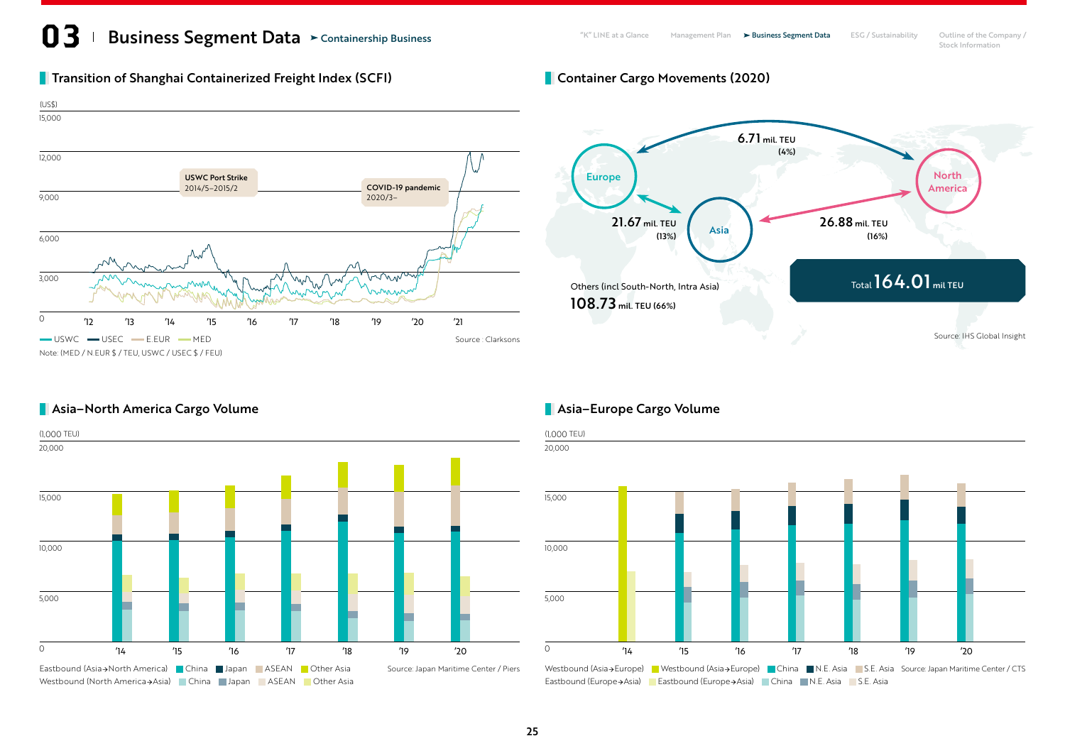# 03 Business Segment Data ➤ Containership Business

## Transition of Shanghai Containerized Freight Index (SCFI)

(US$)

15,000
12,000
9,000
6,000
3,000
0

'12 '13 '14 '15 '16 '17 '18 '19 '20 '21

USWC Port Strike 2014/5–2015/2

COVID-19 pandemic 2020/3–

USWC USEC E.EUR MED

Source : Clarksons

Note: (MED / N.EUR $ / TEU, USWC / USEC $ / FEU)

## Container Cargo Movements (2020)

Europe — North America: 6.71 mil. TEU (4%)

Europe — Asia: 21.67 mil. TEU (13%)

Asia — North America: 26.88 mil. TEU (16%)

Others (incl South-North, Intra Asia) 108.73 mil. TEU (66%)

Total 164.01 mil TEU

Source: IHS Global Insight

## Asia–North America Cargo Volume

(1,000 TEU)

20,000
15,000
10,000
5,000
0

'14 '15 '16 '17 '18 '19 '20

Eastbound (Asia→North America) China Japan ASEAN Other Asia

Westbound (North America→Asia) China Japan ASEAN Other Asia

Source: Japan Maritime Center / Piers

## Asia–Europe Cargo Volume

(1,000 TEU)

20,000
15,000
10,000
5,000
0

'14 '15 '16 '17 '18 '19 '20

Westbound (Asia→Europe) Westbound (Asia→Europe) China N.E. Asia S.E. Asia

Eastbound (Europe→Asia) Eastbound (Europe→Asia) China N.E. Asia S.E. Asia

Source: Japan Maritime Center / CTS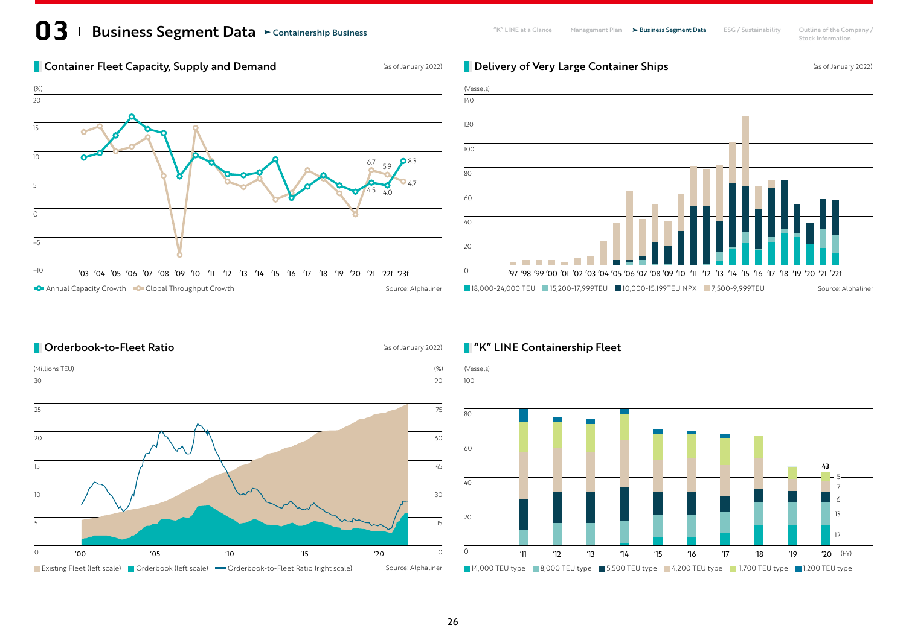# 03 Business Segment Data ➤ Containership Business

## Container Fleet Capacity, Supply and Demand

(as of January 2022)

(%)

20, 15, 10, 5, 0, −5, −10

'03 '04 '05 '06 '07 '08 '09 '10 '11 '12 '13 '14 '15 '16 '17 '18 '19 '20 '21 '22f '23f

6.7, 5.9, 8.3, 4.5, 4.0, 4.7

Annual Capacity Growth / Global Throughput Growth

Source: Alphaliner

## Delivery of Very Large Container Ships

(as of January 2022)

(Vessels)

140, 120, 100, 80, 60, 40, 20, 0

'97 '98 '99 '00 '01 '02 '03 '04 '05 '06 '07 '08 '09 '10 '11 '12 '13 '14 '15 '16 '17 '18 '19 '20 '21 '22f

18,000-24,000 TEU / 15,200-17,999TEU / 10,000-15,199TEU NPX / 7,500-9,999TEU

Source: Alphaliner

## Orderbook-to-Fleet Ratio

(as of January 2022)

(Millions TEU) 30, 25, 20, 15, 10, 5, 0

(%) 90, 75, 60, 45, 30, 15, 0

'00 '05 '10 '15 '20

Existing Fleet (left scale) / Orderbook (left scale) / Orderbook-to-Fleet Ratio (right scale)

Source: Alphaliner

## "K" LINE Containership Fleet

(Vessels)

100, 80, 60, 40, 20, 0

'11 '12 '13 '14 '15 '16 '17 '18 '19 '20 (FY)

FY2020: 43 total (14,000 TEU type: 12; 8,000 TEU type: 13; 5,500 TEU type: 6; 4,200 TEU type: 7; 1,700 TEU type: 5)

14,000 TEU type / 8,000 TEU type / 5,500 TEU type / 4,200 TEU type / 1,700 TEU type / 1,200 TEU type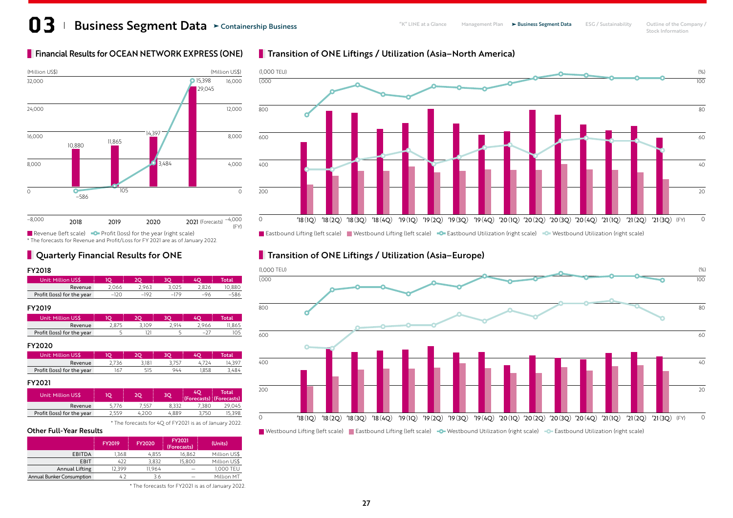# 03 Business Segment Data ➤ Containership Business

## Financial Results for OCEAN NETWORK EXPRESS (ONE)

(Million US$) (Million US$)

32,000 16,000
24,000 12,000
16,000 8,000
8,000 4,000
0 0
−8,000 −4,000

10,880
−586
11,865
105
14,397
3,484
15,398
29,045

2018 2019 2020 2021 (Forecasts) (FY)

Revenue (left scale) Profit (loss) for the year (right scale)

\* The forecasts for Revenue and Profit/Loss for FY 2021 are as of January 2022.

## Quarterly Financial Results for ONE

### FY2018

| Unit: Million US$ | 1Q | 2Q | 3Q | 4Q | Total |
|---|---|---|---|---|---|
| Revenue | 2,066 | 2,963 | 3,025 | 2,826 | 10,880 |
| Profit (loss) for the year | −120 | −192 | −179 | −96 | −586 |

### FY2019

| Unit: Million US$ | 1Q | 2Q | 3Q | 4Q | Total |
|---|---|---|---|---|---|
| Revenue | 2,875 | 3,109 | 2,914 | 2,966 | 11,865 |
| Profit (loss) for the year | 5 | 121 | 5 | −27 | 105 |

### FY2020

| Unit: Million US$ | 1Q | 2Q | 3Q | 4Q | Total |
|---|---|---|---|---|---|
| Revenue | 2,736 | 3,181 | 3,757 | 4,724 | 14,397 |
| Profit (loss) for the year | 167 | 515 | 944 | 1,858 | 3,484 |

### FY2021

| Unit: Million US$ | 1Q | 2Q | 3Q | 4Q (Forecasts) | Total (Forecasts) |
|---|---|---|---|---|---|
| Revenue | 5,776 | 7,557 | 8,332 | 7,380 | 29,045 |
| Profit (loss) for the year | 2,559 | 4,200 | 4,889 | 3,750 | 15,398 |

\* The forecasts for 4Q of FY2021 is as of January 2022.

### Other Full-Year Results

| | FY2019 | FY2020 | FY2021 (Forecasts) | (Units) |
|---|---|---|---|---|
| EBITDA | 1,368 | 4,855 | 16,862 | Million US$ |
| EBIT | 422 | 3,832 | 15,800 | Million US$ |
| Annual Lifting | 12,399 | 11,964 | — | 1,000 TEU |
| Annual Bunker Consumption | 4.2 | 3.6 | — | Million MT |

\* The forecasts for FY2021 is as of January 2022.

## Transition of ONE Liftings / Utilization (Asia–North America)

(1,000 TEU) (%)

1,000 100
800 80
600 60
400 40
200 20
0 0

'18 (1Q) '18 (2Q) '18 (3Q) '18 (4Q) '19 (1Q) '19 (2Q) '19 (3Q) '19 (4Q) '20 (1Q) '20 (2Q) '20 (3Q) '20 (4Q) '21 (1Q) '21 (2Q) '21 (3Q) (FY)

Eastbound Lifting (left scale) Westbound Lifting (left scale) Eastbound Utilization (right scale) Westbound Utilization (right scale)

## Transition of ONE Liftings / Utilization (Asia–Europe)

(1,000 TEU) (%)

1,000 100
800 80
600 60
400 40
200 20
0 0

'18 (1Q) '18 (2Q) '18 (3Q) '18 (4Q) '19 (1Q) '19 (2Q) '19 (3Q) '19 (4Q) '20 (1Q) '20 (2Q) '20 (3Q) '20 (4Q) '21 (1Q) '21 (2Q) '21 (3Q) (FY)

Westbound Lifting (left scale) Eastbound Lifting (left scale) Westbound Utilization (right scale) Eastbound Utilization (right scale)